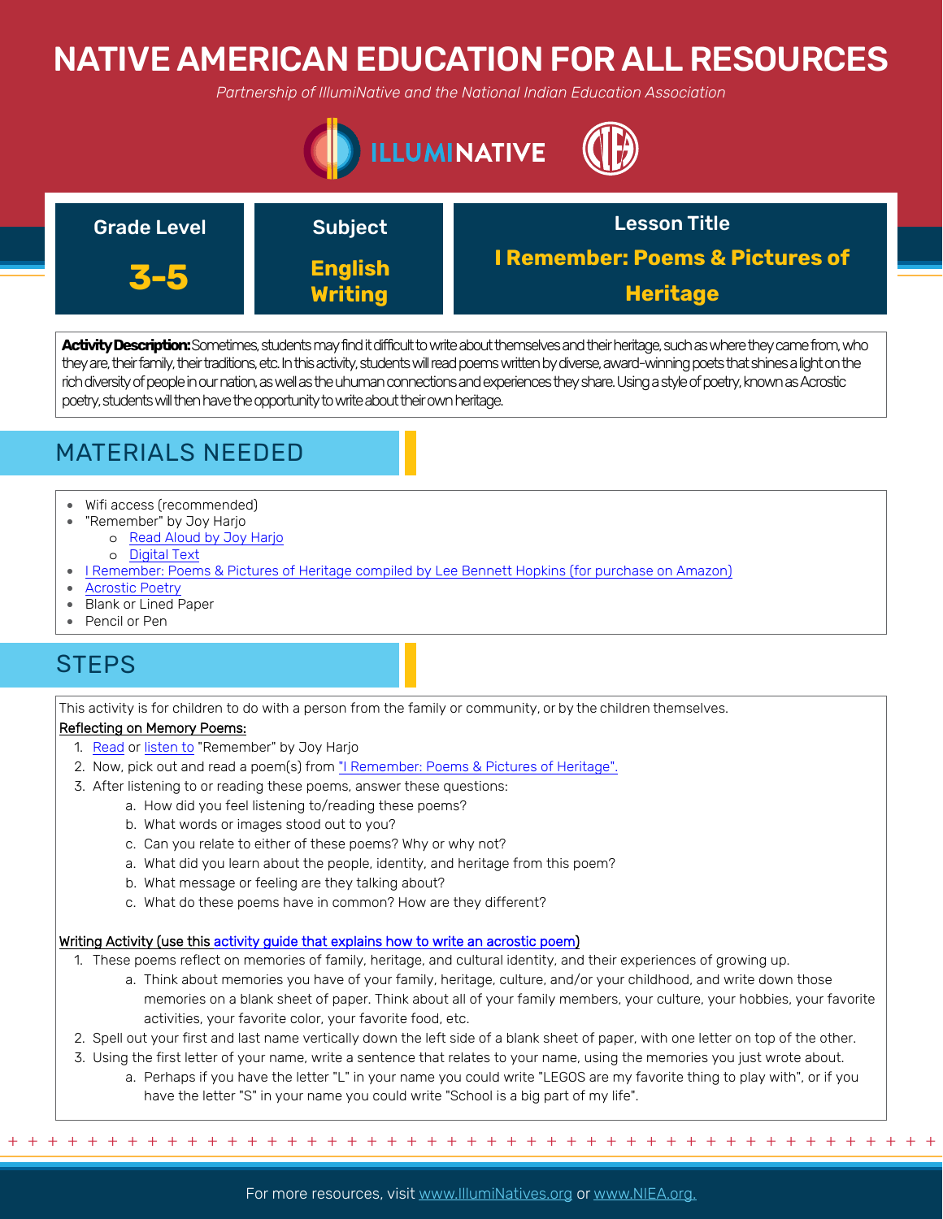# NATIVE AMERICAN EDUCATION FOR ALL RESOURCES

*Partnership of IllumiNative and the National Indian Education Association*

| Grade Level | Subject | Lesson Title |
|---|---|---|
| **3-5** | **English Writing** | **I Remember: Poems & Pictures of Heritage** |

**Activity Description:** Sometimes, students may find it difficult to write about themselves and their heritage, such as where they came from, who they are, their family, their traditions, etc. In this activity, students will read poems written by diverse, award-winning poets that shines a light on the rich diversity of people in our nation, as well as the uhuman connections and experiences they share. Using a style of poetry, known as Acrostic poetry, students will then have the opportunity to write about their own heritage.

## MATERIALS NEEDED

- Wifi access (recommended)
- "Remember" by Joy Harjo
  - Read Aloud by Joy Harjo
  - Digital Text
- I Remember: Poems & Pictures of Heritage compiled by Lee Bennett Hopkins (for purchase on Amazon)
- Acrostic Poetry
- Blank or Lined Paper
- Pencil or Pen

## STEPS

This activity is for children to do with a person from the family or community, or by the children themselves.

Reflecting on Memory Poems:

1. Read or listen to "Remember" by Joy Harjo
2. Now, pick out and read a poem(s) from "I Remember: Poems & Pictures of Heritage".
3. After listening to or reading these poems, answer these questions:
   a. How did you feel listening to/reading these poems?
   b. What words or images stood out to you?
   c. Can you relate to either of these poems? Why or why not?
   a. What did you learn about the people, identity, and heritage from this poem?
   b. What message or feeling are they talking about?
   c. What do these poems have in common? How are they different?

Writing Activity (use this activity guide that explains how to write an acrostic poem)

1. These poems reflect on memories of family, heritage, and cultural identity, and their experiences of growing up.
   a. Think about memories you have of your family, heritage, culture, and/or your childhood, and write down those memories on a blank sheet of paper. Think about all of your family members, your culture, your hobbies, your favorite activities, your favorite color, your favorite food, etc.
2. Spell out your first and last name vertically down the left side of a blank sheet of paper, with one letter on top of the other.
3. Using the first letter of your name, write a sentence that relates to your name, using the memories you just wrote about.
   a. Perhaps if you have the letter "L" in your name you could write "LEGOS are my favorite thing to play with", or if you have the letter "S" in your name you could write "School is a big part of my life".

For more resources, visit www.IllumiNatives.org or www.NIEA.org.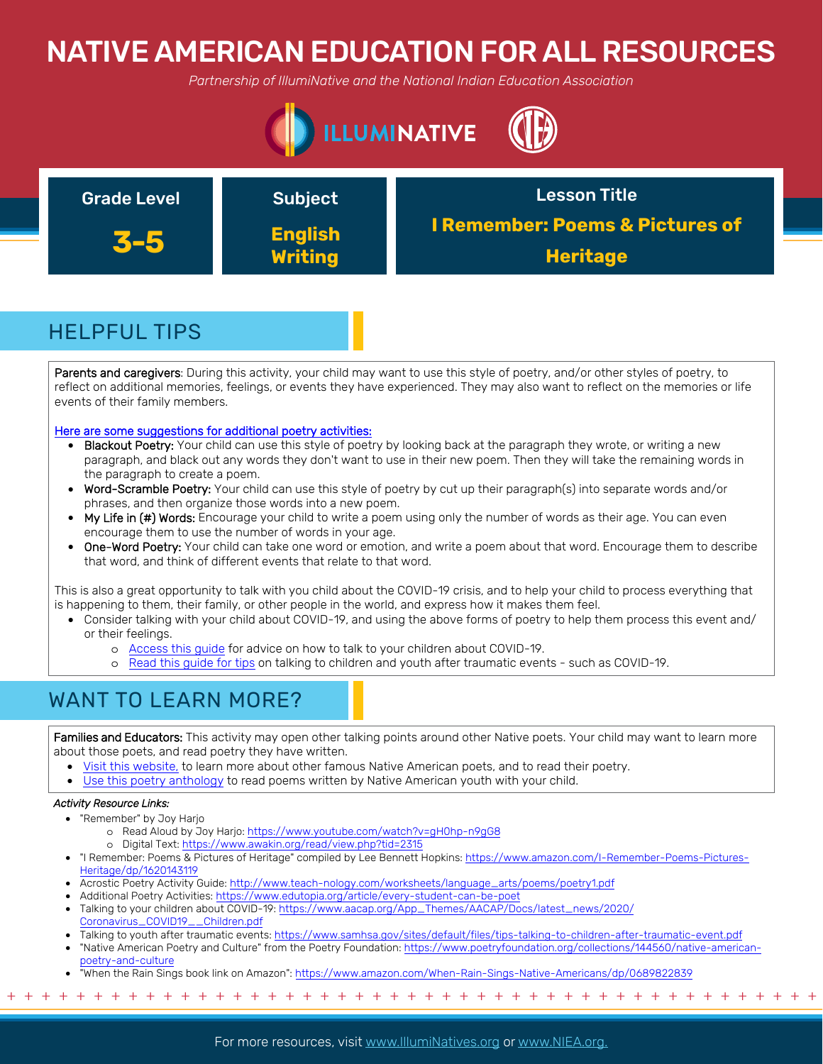# NATIVE AMERICAN EDUCATION FOR ALL RESOURCES

*Partnership of IllumiNative and the National Indian Education Association*

| Grade Level | Subject | Lesson Title |
| --- | --- | --- |
| **3-5** | **English Writing** | **I Remember: Poems & Pictures of Heritage** |

## HELPFUL TIPS

Parents and caregivers: During this activity, your child may want to use this style of poetry, and/or other styles of poetry, to reflect on additional memories, feelings, or events they have experienced. They may also want to reflect on the memories or life events of their family members.

Here are some suggestions for additional poetry activities:

- Blackout Poetry: Your child can use this style of poetry by looking back at the paragraph they wrote, or writing a new paragraph, and black out any words they don't want to use in their new poem. Then they will take the remaining words in the paragraph to create a poem.
- Word-Scramble Poetry: Your child can use this style of poetry by cut up their paragraph(s) into separate words and/or phrases, and then organize those words into a new poem.
- My Life in (#) Words: Encourage your child to write a poem using only the number of words as their age. You can even encourage them to use the number of words in your age.
- One-Word Poetry: Your child can take one word or emotion, and write a poem about that word. Encourage them to describe that word, and think of different events that relate to that word.

This is also a great opportunity to talk with you child about the COVID-19 crisis, and to help your child to process everything that is happening to them, their family, or other people in the world, and express how it makes them feel.

- Consider talking with your child about COVID-19, and using the above forms of poetry to help them process this event and/or their feelings.
  - Access this guide for advice on how to talk to your children about COVID-19.
  - Read this guide for tips on talking to children and youth after traumatic events - such as COVID-19.

## WANT TO LEARN MORE?

Families and Educators: This activity may open other talking points around other Native poets. Your child may want to learn more about those poets, and read poetry they have written.

- Visit this website, to learn more about other famous Native American poets, and to read their poetry.
- Use this poetry anthology to read poems written by Native American youth with your child.

*Activity Resource Links:*

- "Remember" by Joy Harjo
  - Read Aloud by Joy Harjo: https://www.youtube.com/watch?v=gH0hp-n9gG8
  - Digital Text: https://www.awakin.org/read/view.php?tid=2315
- "I Remember: Poems & Pictures of Heritage" compiled by Lee Bennett Hopkins: https://www.amazon.com/I-Remember-Poems-Pictures-Heritage/dp/1620143119
- Acrostic Poetry Activity Guide: http://www.teach-nology.com/worksheets/language_arts/poems/poetry1.pdf
- Additional Poetry Activities: https://www.edutopia.org/article/every-student-can-be-poet
- Talking to your children about COVID-19: https://www.aacap.org/App_Themes/AACAP/Docs/latest_news/2020/Coronavirus_COVID19__Children.pdf
- Talking to youth after traumatic events: https://www.samhsa.gov/sites/default/files/tips-talking-to-children-after-traumatic-event.pdf
- "Native American Poetry and Culture" from the Poetry Foundation: https://www.poetryfoundation.org/collections/144560/native-american-poetry-and-culture
- "When the Rain Sings book link on Amazon": https://www.amazon.com/When-Rain-Sings-Native-Americans/dp/0689822839

For more resources, visit www.IlluminNatives.org or www.NIEA.org.